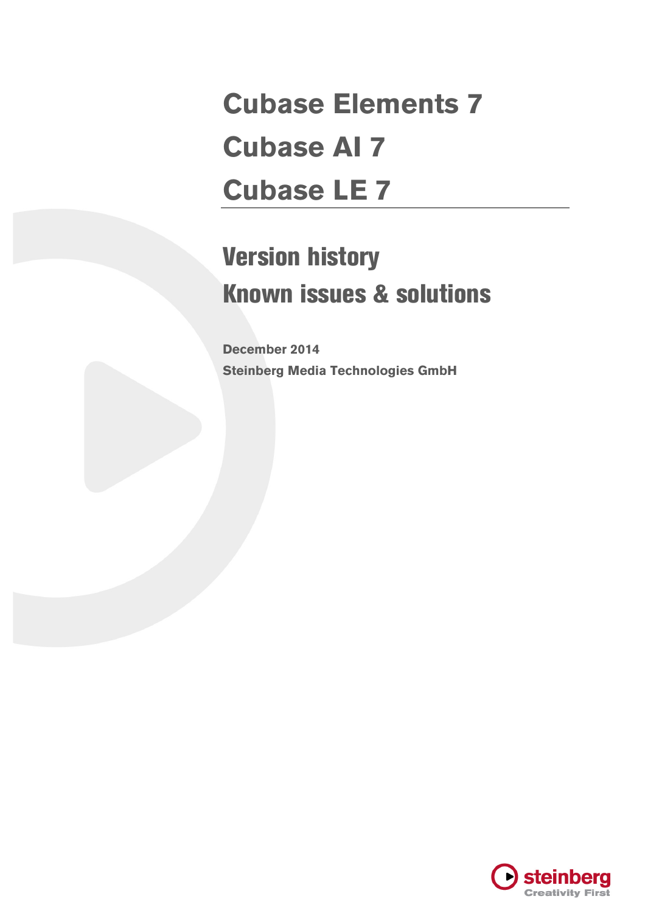# Cubase Elements 7

# Cubase AI 7

# Cubase LE 7

## Version history

## Known issues & solutions

**December 2014**

**Steinberg Media Technologies GmbH**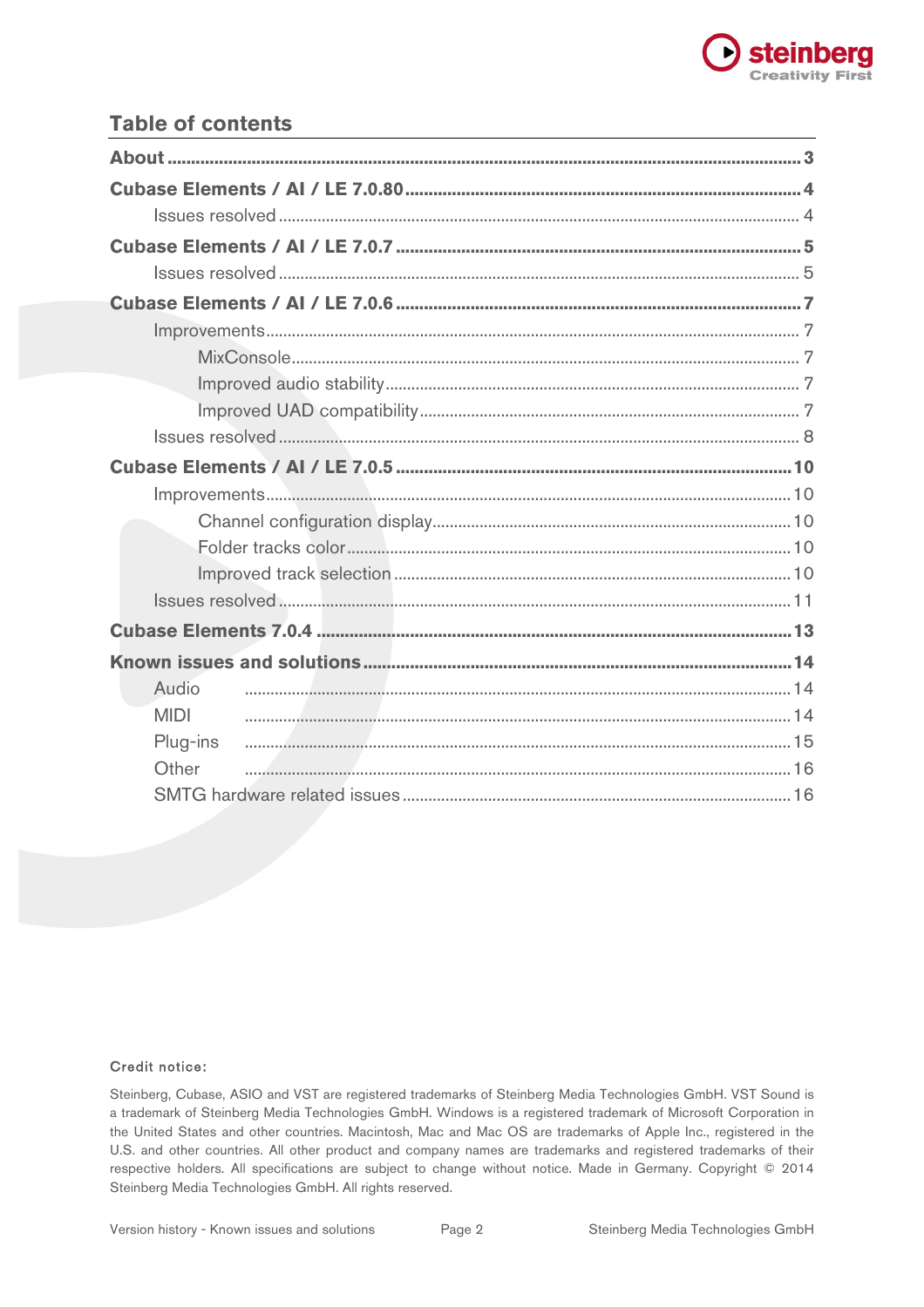## Table of contents

**About** ..... 3

**Cubase Elements / AI / LE 7.0.80** ..... 4

- Issues resolved ..... 4

**Cubase Elements / AI / LE 7.0.7** ..... 5

- Issues resolved ..... 5

**Cubase Elements / AI / LE 7.0.6** ..... 7

- Improvements ..... 7
  - MixConsole ..... 7
  - Improved audio stability ..... 7
  - Improved UAD compatibility ..... 7
- Issues resolved ..... 8

**Cubase Elements / AI / LE 7.0.5** ..... 10

- Improvements ..... 10
  - Channel configuration display ..... 10
  - Folder tracks color ..... 10
  - Improved track selection ..... 10
- Issues resolved ..... 11

**Cubase Elements 7.0.4** ..... 13

**Known issues and solutions** ..... 14

- Audio ..... 14
- MIDI ..... 14
- Plug-ins ..... 15
- Other ..... 16
- SMTG hardware related issues ..... 16

Credit notice:

Steinberg, Cubase, ASIO and VST are registered trademarks of Steinberg Media Technologies GmbH. VST Sound is a trademark of Steinberg Media Technologies GmbH. Windows is a registered trademark of Microsoft Corporation in the United States and other countries. Macintosh, Mac and Mac OS are trademarks of Apple Inc., registered in the U.S. and other countries. All other product and company names are trademarks and registered trademarks of their respective holders. All specifications are subject to change without notice. Made in Germany. Copyright © 2014 Steinberg Media Technologies GmbH. All rights reserved.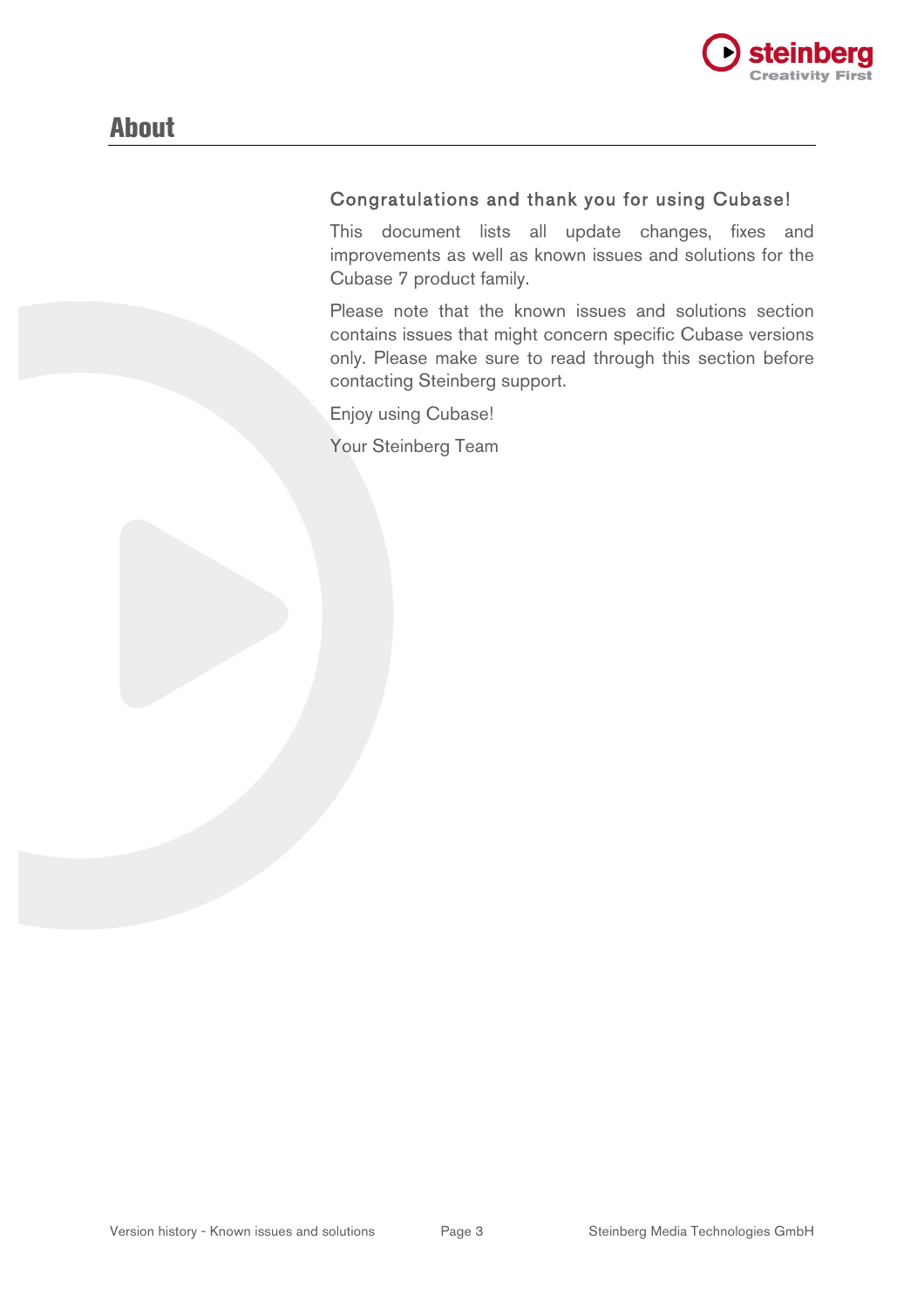# About

Congratulations and thank you for using Cubase!

This document lists all update changes, fixes and improvements as well as known issues and solutions for the Cubase 7 product family.

Please note that the known issues and solutions section contains issues that might concern specific Cubase versions only. Please make sure to read through this section before contacting Steinberg support.

Enjoy using Cubase!

Your Steinberg Team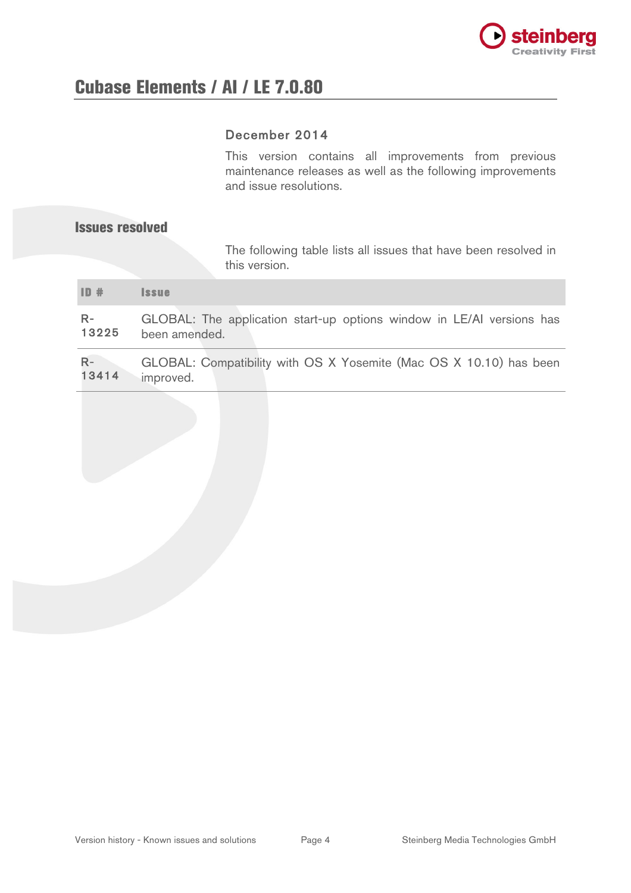# Cubase Elements / AI / LE 7.0.80

December 2014

This version contains all improvements from previous maintenance releases as well as the following improvements and issue resolutions.

## Issues resolved

The following table lists all issues that have been resolved in this version.

| ID # | Issue |
|---|---|
| R-13225 | GLOBAL: The application start-up options window in LE/AI versions has been amended. |
| R-13414 | GLOBAL: Compatibility with OS X Yosemite (Mac OS X 10.10) has been improved. |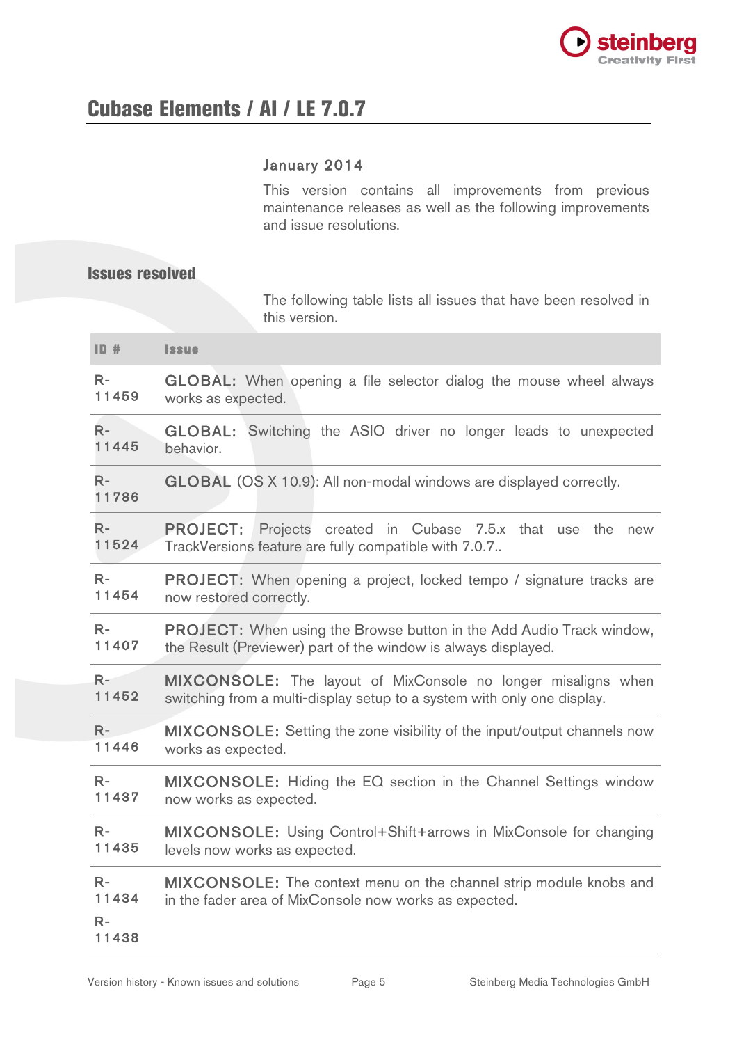# Cubase Elements / AI / LE 7.0.7

January 2014

This version contains all improvements from previous maintenance releases as well as the following improvements and issue resolutions.

## Issues resolved

The following table lists all issues that have been resolved in this version.

| ID # | Issue |
|---|---|
| R-11459 | GLOBAL: When opening a file selector dialog the mouse wheel always works as expected. |
| R-11445 | GLOBAL: Switching the ASIO driver no longer leads to unexpected behavior. |
| R-11786 | GLOBAL (OS X 10.9): All non-modal windows are displayed correctly. |
| R-11524 | PROJECT: Projects created in Cubase 7.5.x that use the new TrackVersions feature are fully compatible with 7.0.7.. |
| R-11454 | PROJECT: When opening a project, locked tempo / signature tracks are now restored correctly. |
| R-11407 | PROJECT: When using the Browse button in the Add Audio Track window, the Result (Previewer) part of the window is always displayed. |
| R-11452 | MIXCONSOLE: The layout of MixConsole no longer misaligns when switching from a multi-display setup to a system with only one display. |
| R-11446 | MIXCONSOLE: Setting the zone visibility of the input/output channels now works as expected. |
| R-11437 | MIXCONSOLE: Hiding the EQ section in the Channel Settings window now works as expected. |
| R-11435 | MIXCONSOLE: Using Control+Shift+arrows in MixConsole for changing levels now works as expected. |
| R-11434 R-11438 | MIXCONSOLE: The context menu on the channel strip module knobs and in the fader area of MixConsole now works as expected. |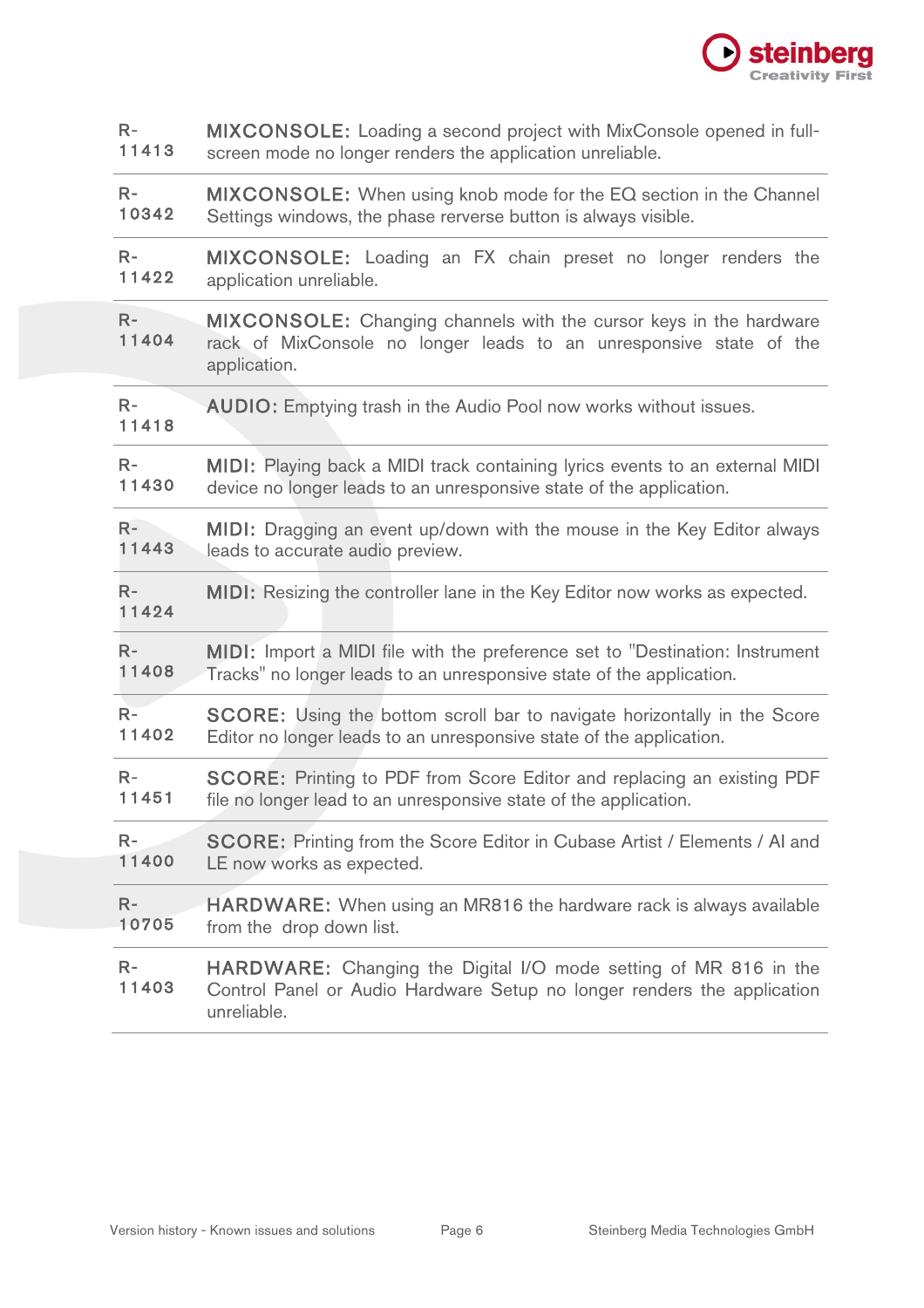| | |
|---|---|
| R-11413 | MIXCONSOLE: Loading a second project with MixConsole opened in full-screen mode no longer renders the application unreliable. |
| R-10342 | MIXCONSOLE: When using knob mode for the EQ section in the Channel Settings windows, the phase reverse button is always visible. |
| R-11422 | MIXCONSOLE: Loading an FX chain preset no longer renders the application unreliable. |
| R-11404 | MIXCONSOLE: Changing channels with the cursor keys in the hardware rack of MixConsole no longer leads to an unresponsive state of the application. |
| R-11418 | AUDIO: Emptying trash in the Audio Pool now works without issues. |
| R-11430 | MIDI: Playing back a MIDI track containing lyrics events to an external MIDI device no longer leads to an unresponsive state of the application. |
| R-11443 | MIDI: Dragging an event up/down with the mouse in the Key Editor always leads to accurate audio preview. |
| R-11424 | MIDI: Resizing the controller lane in the Key Editor now works as expected. |
| R-11408 | MIDI: Import a MIDI file with the preference set to "Destination: Instrument Tracks" no longer leads to an unresponsive state of the application. |
| R-11402 | SCORE: Using the bottom scroll bar to navigate horizontally in the Score Editor no longer leads to an unresponsive state of the application. |
| R-11451 | SCORE: Printing to PDF from Score Editor and replacing an existing PDF file no longer lead to an unresponsive state of the application. |
| R-11400 | SCORE: Printing from the Score Editor in Cubase Artist / Elements / AI and LE now works as expected. |
| R-10705 | HARDWARE: When using an MR816 the hardware rack is always available from the drop down list. |
| R-11403 | HARDWARE: Changing the Digital I/O mode setting of MR 816 in the Control Panel or Audio Hardware Setup no longer renders the application unreliable. |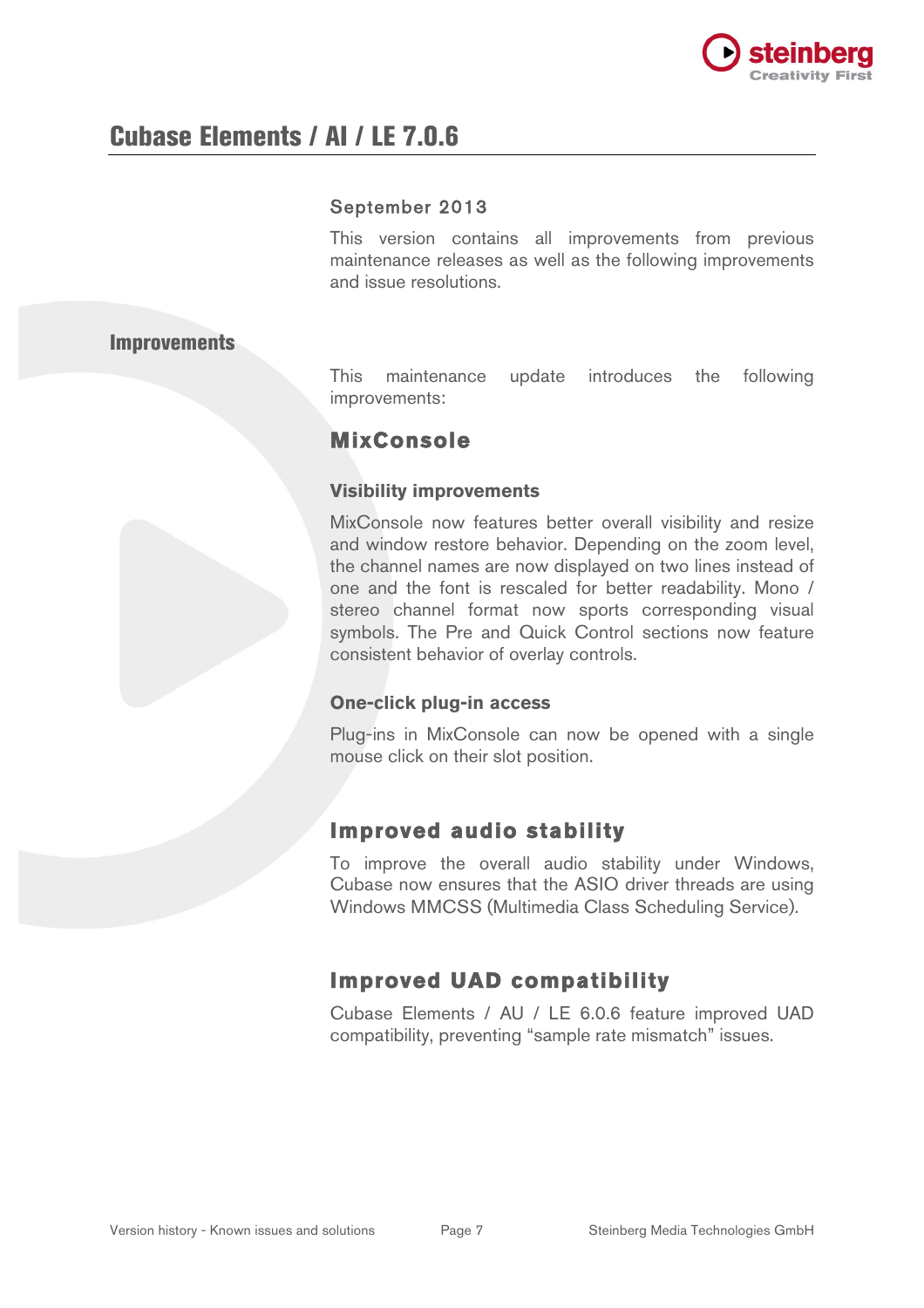# Cubase Elements / AI / LE 7.0.6

September 2013

This version contains all improvements from previous maintenance releases as well as the following improvements and issue resolutions.

## Improvements

This maintenance update introduces the following improvements:

### MixConsole

#### Visibility improvements

MixConsole now features better overall visibility and resize and window restore behavior. Depending on the zoom level, the channel names are now displayed on two lines instead of one and the font is rescaled for better readability. Mono / stereo channel format now sports corresponding visual symbols. The Pre and Quick Control sections now feature consistent behavior of overlay controls.

#### One-click plug-in access

Plug-ins in MixConsole can now be opened with a single mouse click on their slot position.

### Improved audio stability

To improve the overall audio stability under Windows, Cubase now ensures that the ASIO driver threads are using Windows MMCSS (Multimedia Class Scheduling Service).

### Improved UAD compatibility

Cubase Elements / AU / LE 6.0.6 feature improved UAD compatibility, preventing “sample rate mismatch” issues.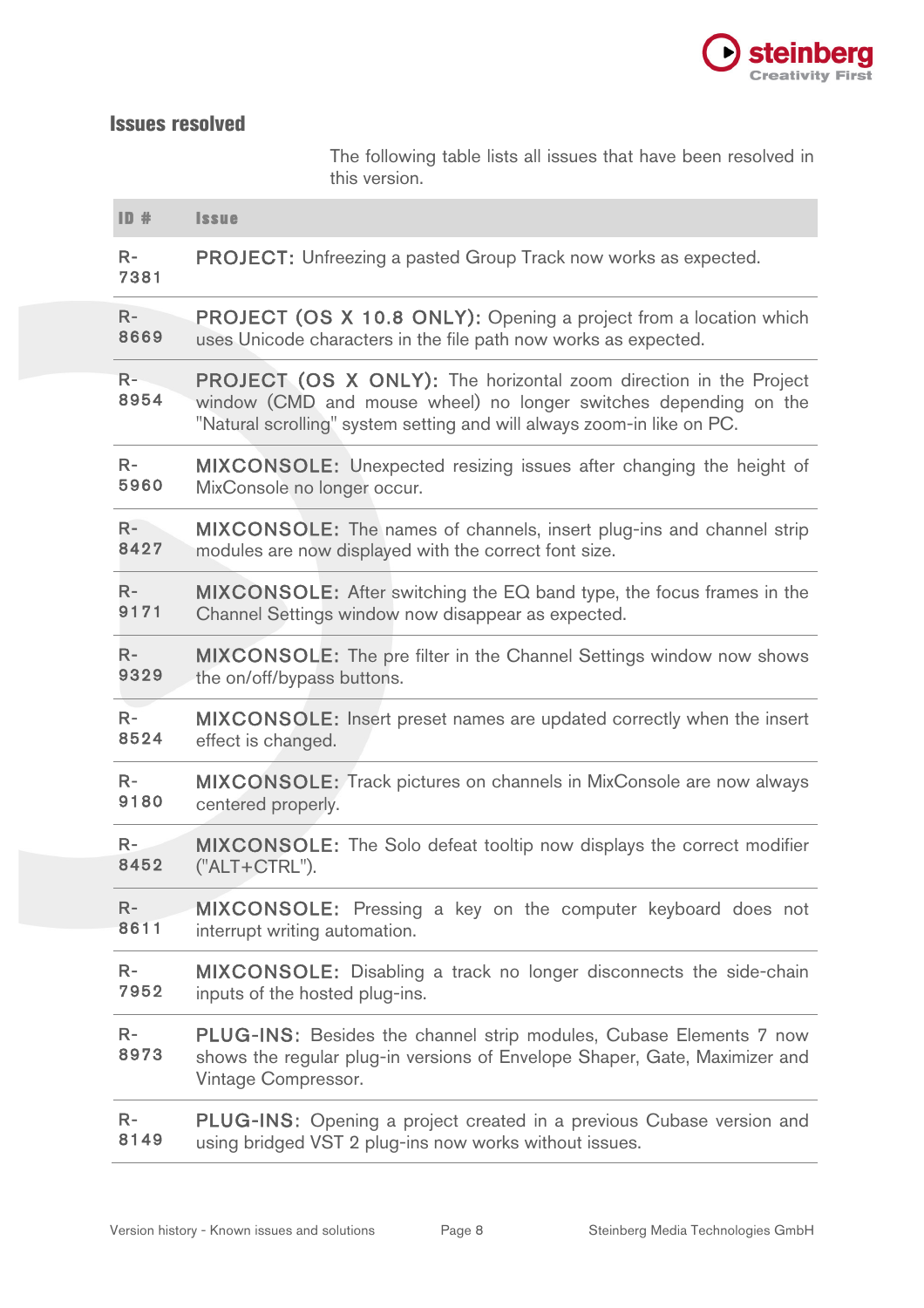## Issues resolved

The following table lists all issues that have been resolved in this version.

| ID # | Issue |
|---|---|
| R-7381 | PROJECT: Unfreezing a pasted Group Track now works as expected. |
| R-8669 | PROJECT (OS X 10.8 ONLY): Opening a project from a location which uses Unicode characters in the file path now works as expected. |
| R-8954 | PROJECT (OS X ONLY): The horizontal zoom direction in the Project window (CMD and mouse wheel) no longer switches depending on the "Natural scrolling" system setting and will always zoom-in like on PC. |
| R-5960 | MIXCONSOLE: Unexpected resizing issues after changing the height of MixConsole no longer occur. |
| R-8427 | MIXCONSOLE: The names of channels, insert plug-ins and channel strip modules are now displayed with the correct font size. |
| R-9171 | MIXCONSOLE: After switching the EQ band type, the focus frames in the Channel Settings window now disappear as expected. |
| R-9329 | MIXCONSOLE: The pre filter in the Channel Settings window now shows the on/off/bypass buttons. |
| R-8524 | MIXCONSOLE: Insert preset names are updated correctly when the insert effect is changed. |
| R-9180 | MIXCONSOLE: Track pictures on channels in MixConsole are now always centered properly. |
| R-8452 | MIXCONSOLE: The Solo defeat tooltip now displays the correct modifier ("ALT+CTRL"). |
| R-8611 | MIXCONSOLE: Pressing a key on the computer keyboard does not interrupt writing automation. |
| R-7952 | MIXCONSOLE: Disabling a track no longer disconnects the side-chain inputs of the hosted plug-ins. |
| R-8973 | PLUG-INS: Besides the channel strip modules, Cubase Elements 7 now shows the regular plug-in versions of Envelope Shaper, Gate, Maximizer and Vintage Compressor. |
| R-8149 | PLUG-INS: Opening a project created in a previous Cubase version and using bridged VST 2 plug-ins now works without issues. |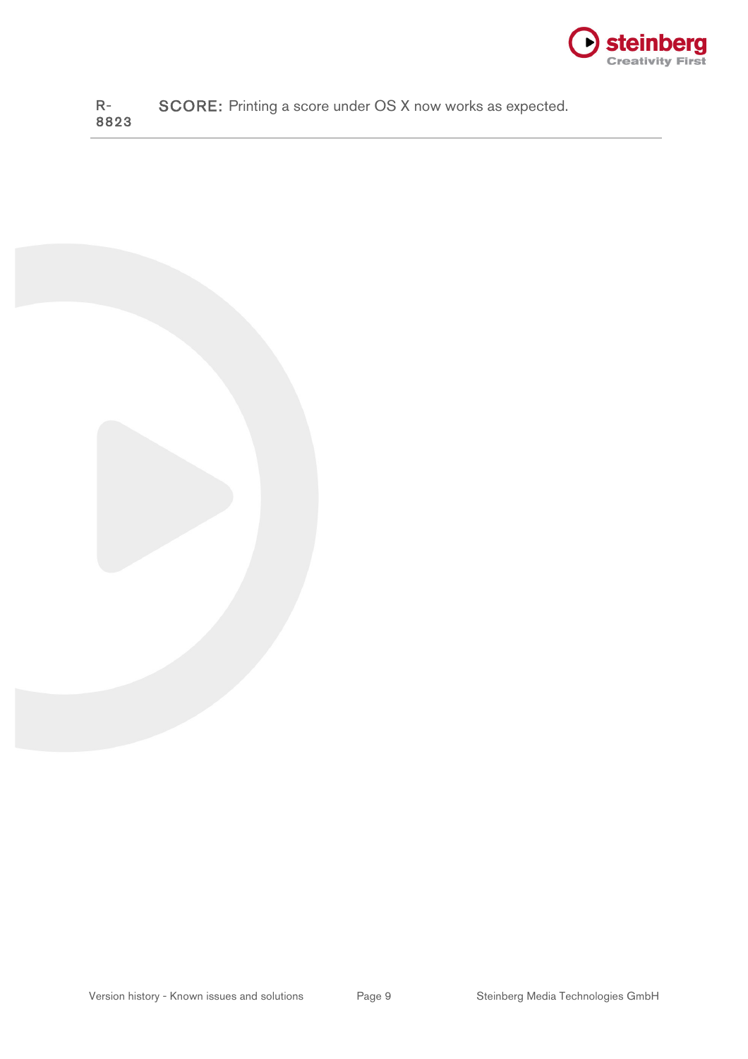| | |
|---|---|
| R-8823 | SCORE: Printing a score under OS X now works as expected. |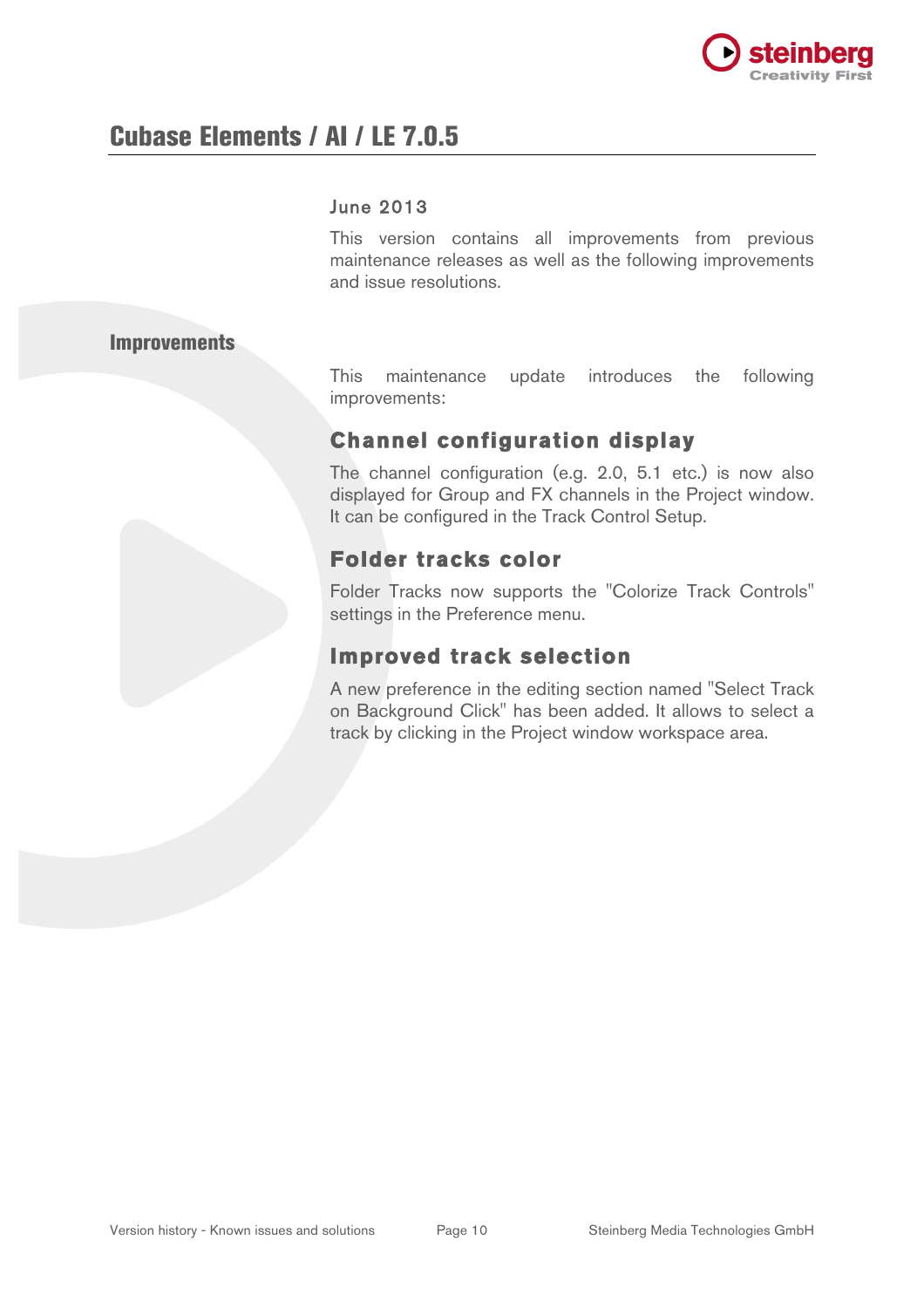# Cubase Elements / AI / LE 7.0.5

June 2013

This version contains all improvements from previous maintenance releases as well as the following improvements and issue resolutions.

## Improvements

This maintenance update introduces the following improvements:

### Channel configuration display

The channel configuration (e.g. 2.0, 5.1 etc.) is now also displayed for Group and FX channels in the Project window. It can be configured in the Track Control Setup.

### Folder tracks color

Folder Tracks now supports the "Colorize Track Controls" settings in the Preference menu.

### Improved track selection

A new preference in the editing section named "Select Track on Background Click" has been added. It allows to select a track by clicking in the Project window workspace area.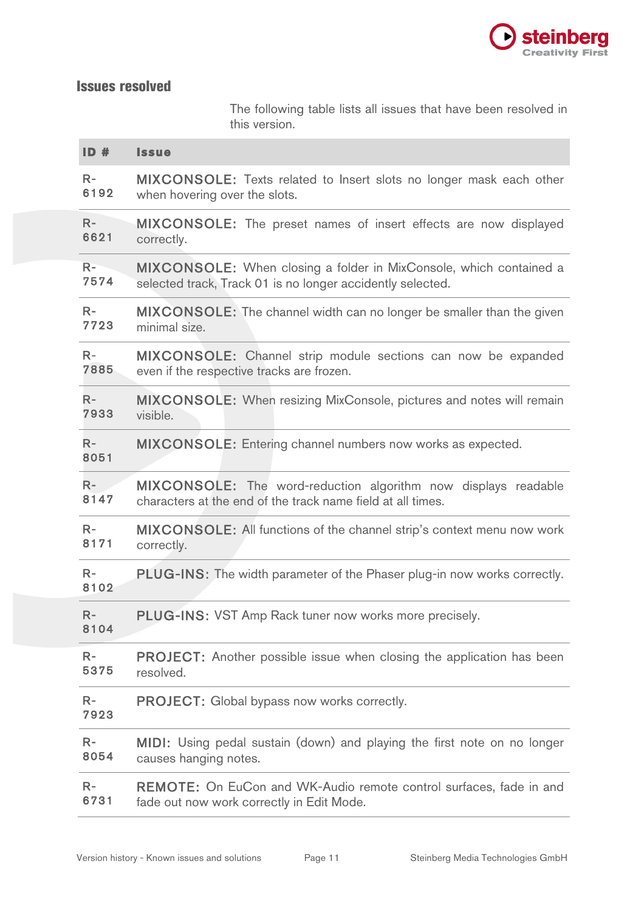## Issues resolved

The following table lists all issues that have been resolved in this version.

| ID # | Issue |
|---|---|
| R-6192 | MIXCONSOLE: Texts related to Insert slots no longer mask each other when hovering over the slots. |
| R-6621 | MIXCONSOLE: The preset names of insert effects are now displayed correctly. |
| R-7574 | MIXCONSOLE: When closing a folder in MixConsole, which contained a selected track, Track 01 is no longer accidently selected. |
| R-7723 | MIXCONSOLE: The channel width can no longer be smaller than the given minimal size. |
| R-7885 | MIXCONSOLE: Channel strip module sections can now be expanded even if the respective tracks are frozen. |
| R-7933 | MIXCONSOLE: When resizing MixConsole, pictures and notes will remain visible. |
| R-8051 | MIXCONSOLE: Entering channel numbers now works as expected. |
| R-8147 | MIXCONSOLE: The word-reduction algorithm now displays readable characters at the end of the track name field at all times. |
| R-8171 | MIXCONSOLE: All functions of the channel strip's context menu now work correctly. |
| R-8102 | PLUG-INS: The width parameter of the Phaser plug-in now works correctly. |
| R-8104 | PLUG-INS: VST Amp Rack tuner now works more precisely. |
| R-5375 | PROJECT: Another possible issue when closing the application has been resolved. |
| R-7923 | PROJECT: Global bypass now works correctly. |
| R-8054 | MIDI: Using pedal sustain (down) and playing the first note on no longer causes hanging notes. |
| R-6731 | REMOTE: On EuCon and WK-Audio remote control surfaces, fade in and fade out now work correctly in Edit Mode. |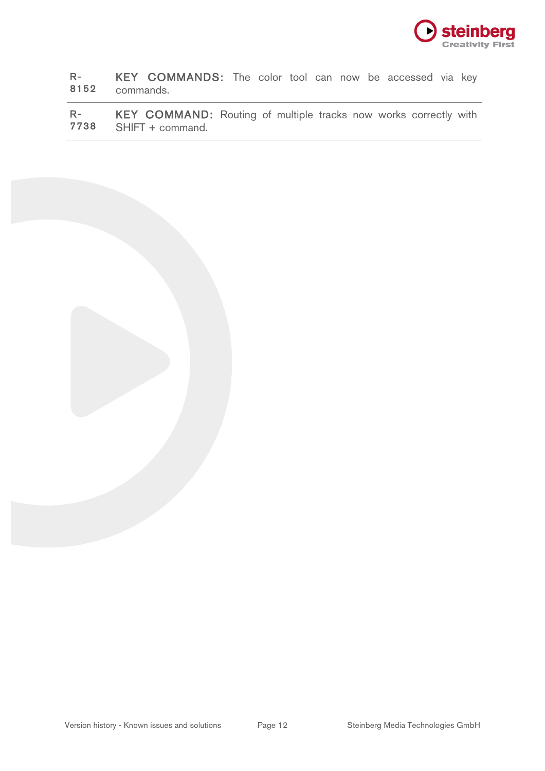| | |
|---|---|
| R-8152 | KEY COMMANDS: The color tool can now be accessed via key commands. |
| R-7738 | KEY COMMAND: Routing of multiple tracks now works correctly with SHIFT + command. |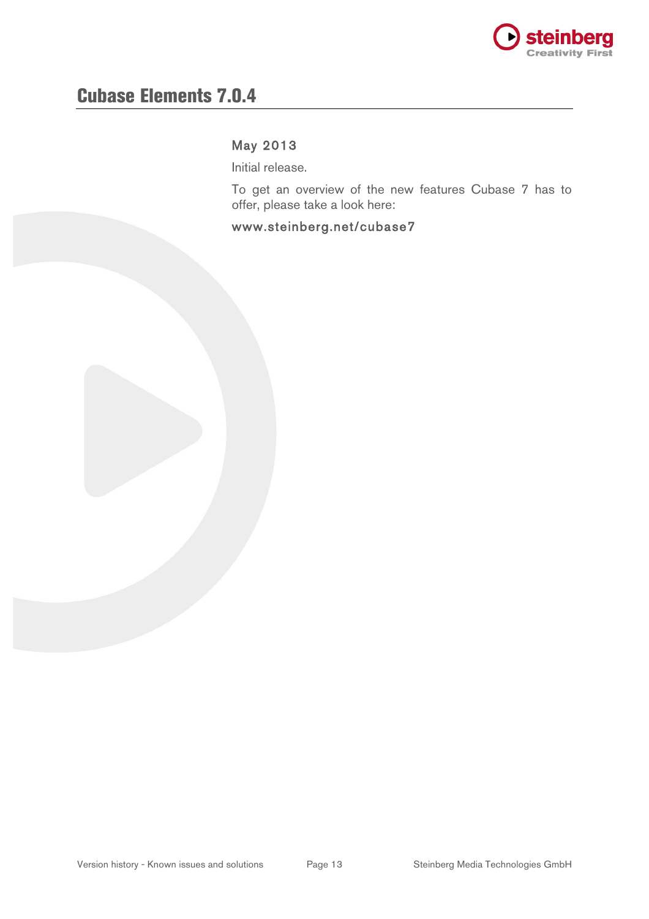# Cubase Elements 7.0.4

### May 2013

Initial release.

To get an overview of the new features Cubase 7 has to offer, please take a look here:

www.steinberg.net/cubase7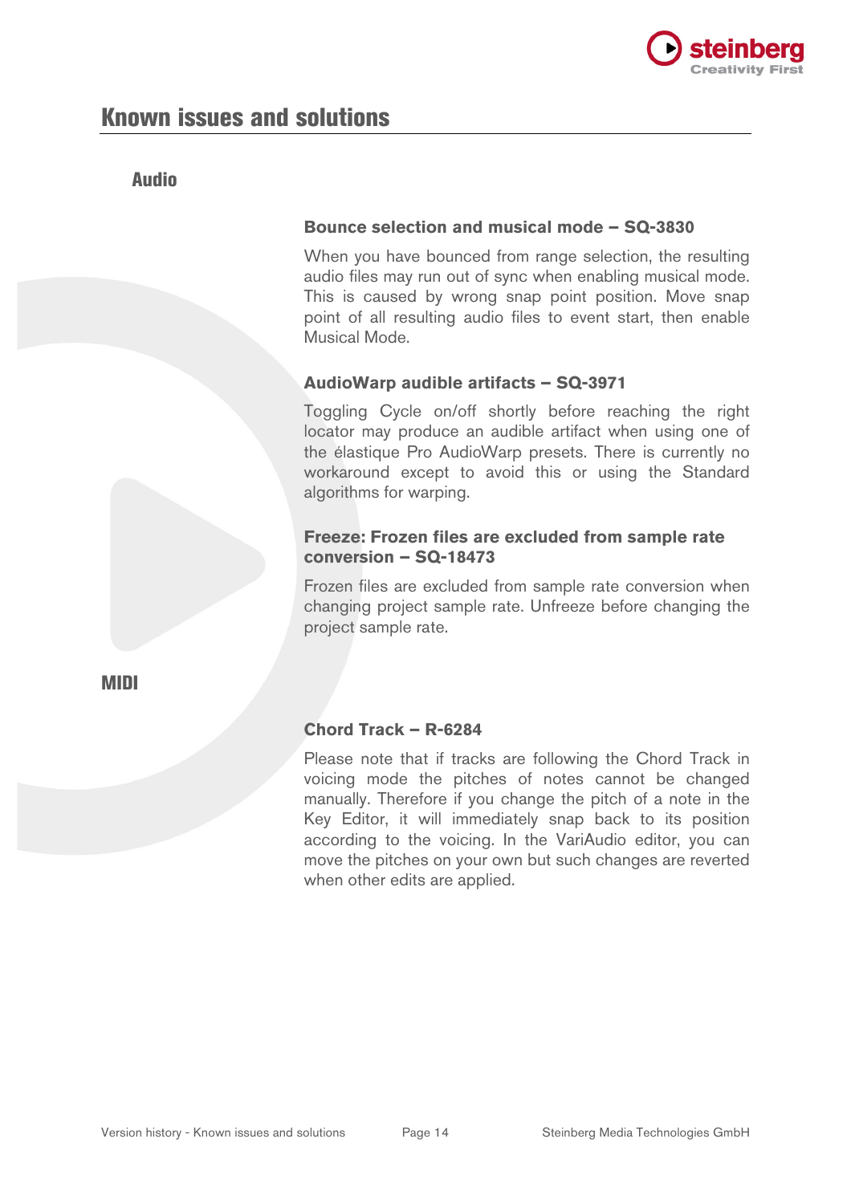# Known issues and solutions

## Audio

### Bounce selection and musical mode – SQ-3830

When you have bounced from range selection, the resulting audio files may run out of sync when enabling musical mode. This is caused by wrong snap point position. Move snap point of all resulting audio files to event start, then enable Musical Mode.

### AudioWarp audible artifacts – SQ-3971

Toggling Cycle on/off shortly before reaching the right locator may produce an audible artifact when using one of the élastique Pro AudioWarp presets. There is currently no workaround except to avoid this or using the Standard algorithms for warping.

### Freeze: Frozen files are excluded from sample rate conversion – SQ-18473

Frozen files are excluded from sample rate conversion when changing project sample rate. Unfreeze before changing the project sample rate.

## MIDI

### Chord Track – R-6284

Please note that if tracks are following the Chord Track in voicing mode the pitches of notes cannot be changed manually. Therefore if you change the pitch of a note in the Key Editor, it will immediately snap back to its position according to the voicing. In the VariAudio editor, you can move the pitches on your own but such changes are reverted when other edits are applied.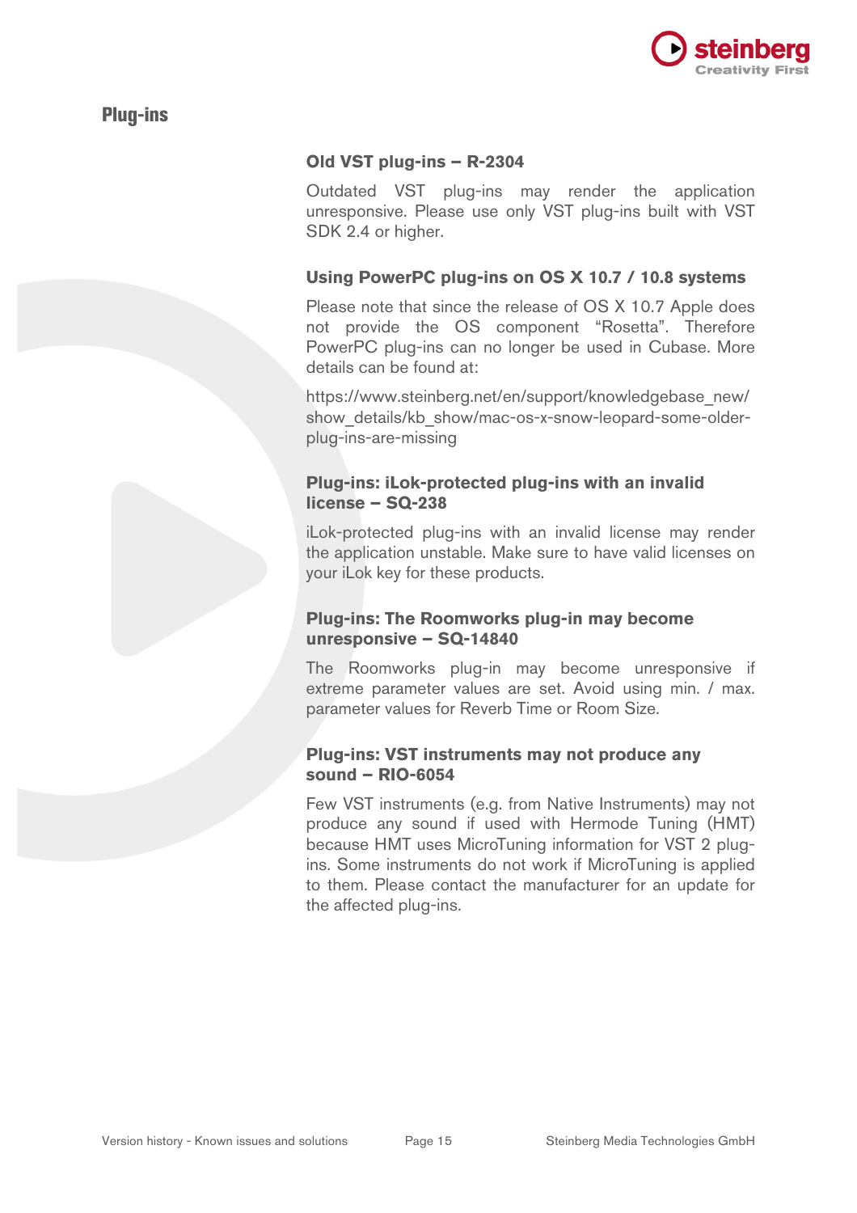## Plug-ins

### Old VST plug-ins – R-2304

Outdated VST plug-ins may render the application unresponsive. Please use only VST plug-ins built with VST SDK 2.4 or higher.

### Using PowerPC plug-ins on OS X 10.7 / 10.8 systems

Please note that since the release of OS X 10.7 Apple does not provide the OS component "Rosetta". Therefore PowerPC plug-ins can no longer be used in Cubase. More details can be found at:

https://www.steinberg.net/en/support/knowledgebase_new/show_details/kb_show/mac-os-x-snow-leopard-some-older-plug-ins-are-missing

### Plug-ins: iLok-protected plug-ins with an invalid license – SQ-238

iLok-protected plug-ins with an invalid license may render the application unstable. Make sure to have valid licenses on your iLok key for these products.

### Plug-ins: The Roomworks plug-in may become unresponsive – SQ-14840

The Roomworks plug-in may become unresponsive if extreme parameter values are set. Avoid using min. / max. parameter values for Reverb Time or Room Size.

### Plug-ins: VST instruments may not produce any sound – RIO-6054

Few VST instruments (e.g. from Native Instruments) may not produce any sound if used with Hermode Tuning (HMT) because HMT uses MicroTuning information for VST 2 plug-ins. Some instruments do not work if MicroTuning is applied to them. Please contact the manufacturer for an update for the affected plug-ins.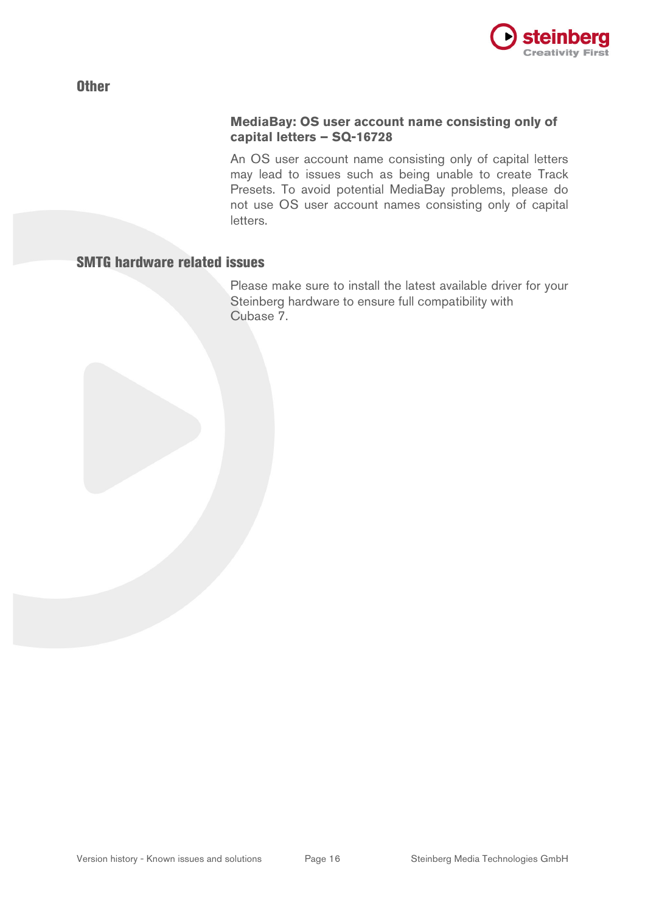## Other

### MediaBay: OS user account name consisting only of capital letters – SQ-16728

An OS user account name consisting only of capital letters may lead to issues such as being unable to create Track Presets. To avoid potential MediaBay problems, please do not use OS user account names consisting only of capital letters.

## SMTG hardware related issues

Please make sure to install the latest available driver for your Steinberg hardware to ensure full compatibility with Cubase 7.